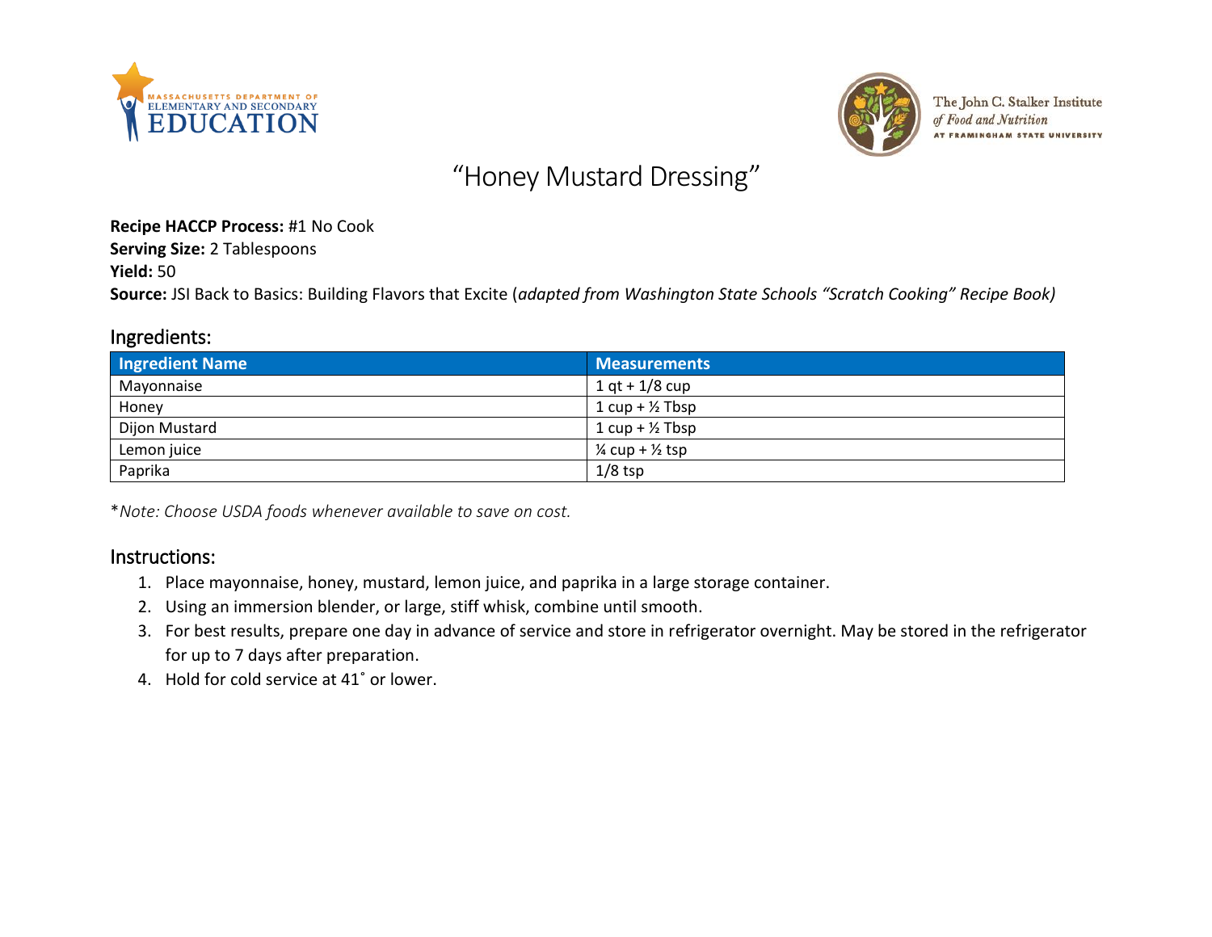# "Honey Mustard Dressing"

**Recipe HACCP Process:** #1 No Cook
**Serving Size:** 2 Tablespoons
**Yield:** 50
**Source:** JSI Back to Basics: Building Flavors that Excite (*adapted from Washington State Schools "Scratch Cooking" Recipe Book)*

## Ingredients:

| Ingredient Name | Measurements |
|---|---|
| Mayonnaise | 1 qt + 1/8 cup |
| Honey | 1 cup + ½ Tbsp |
| Dijon Mustard | 1 cup + ½ Tbsp |
| Lemon juice | ¼ cup + ½ tsp |
| Paprika | 1/8 tsp |

**Note: Choose USDA foods whenever available to save on cost.*

## Instructions:

1. Place mayonnaise, honey, mustard, lemon juice, and paprika in a large storage container.
2. Using an immersion blender, or large, stiff whisk, combine until smooth.
3. For best results, prepare one day in advance of service and store in refrigerator overnight. May be stored in the refrigerator for up to 7 days after preparation.
4. Hold for cold service at 41˚ or lower.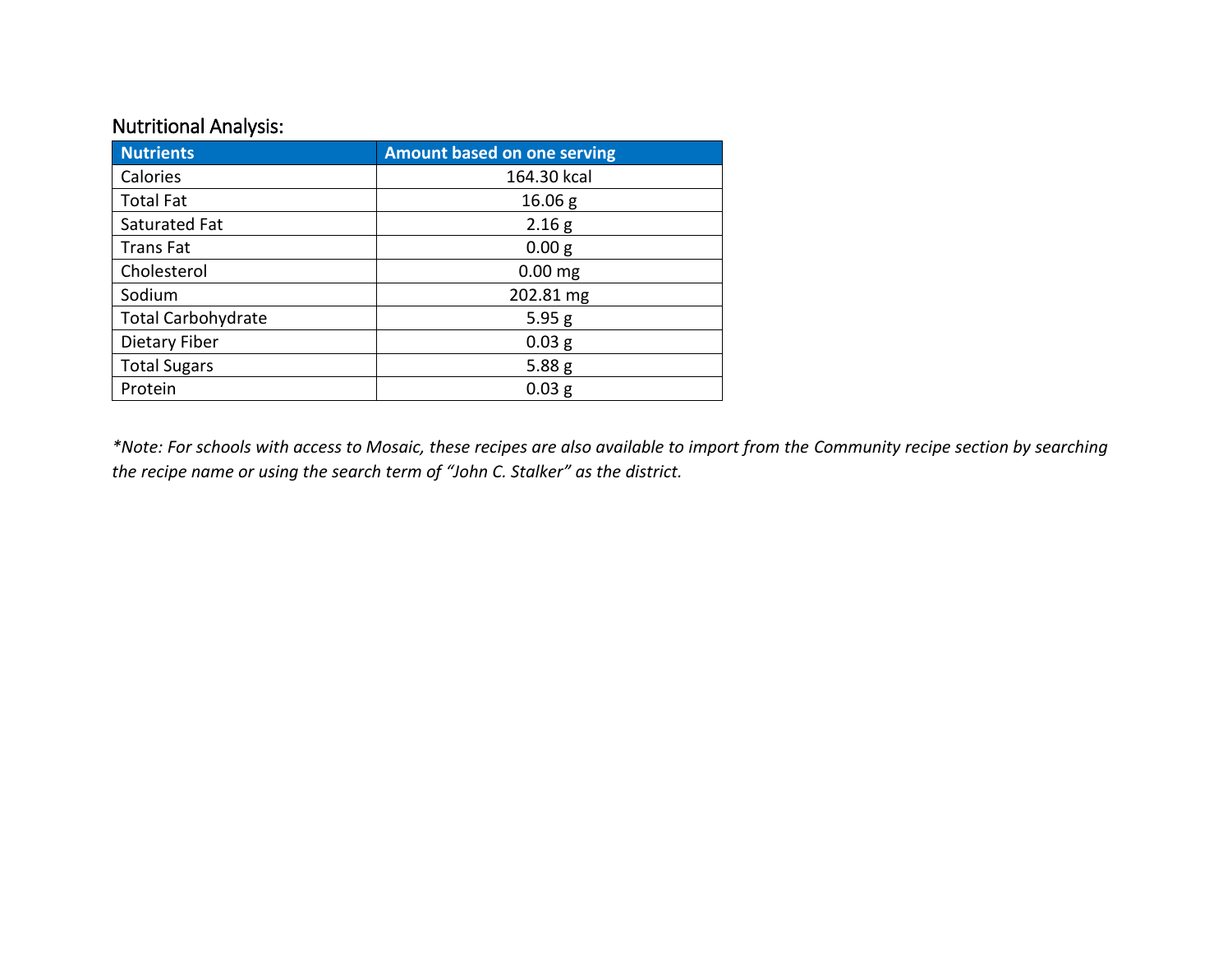Nutritional Analysis:

| Nutrients | Amount based on one serving |
|---|---|
| Calories | 164.30 kcal |
| Total Fat | 16.06 g |
| Saturated Fat | 2.16 g |
| Trans Fat | 0.00 g |
| Cholesterol | 0.00 mg |
| Sodium | 202.81 mg |
| Total Carbohydrate | 5.95 g |
| Dietary Fiber | 0.03 g |
| Total Sugars | 5.88 g |
| Protein | 0.03 g |

*\*Note: For schools with access to Mosaic, these recipes are also available to import from the Community recipe section by searching the recipe name or using the search term of "John C. Stalker" as the district.*